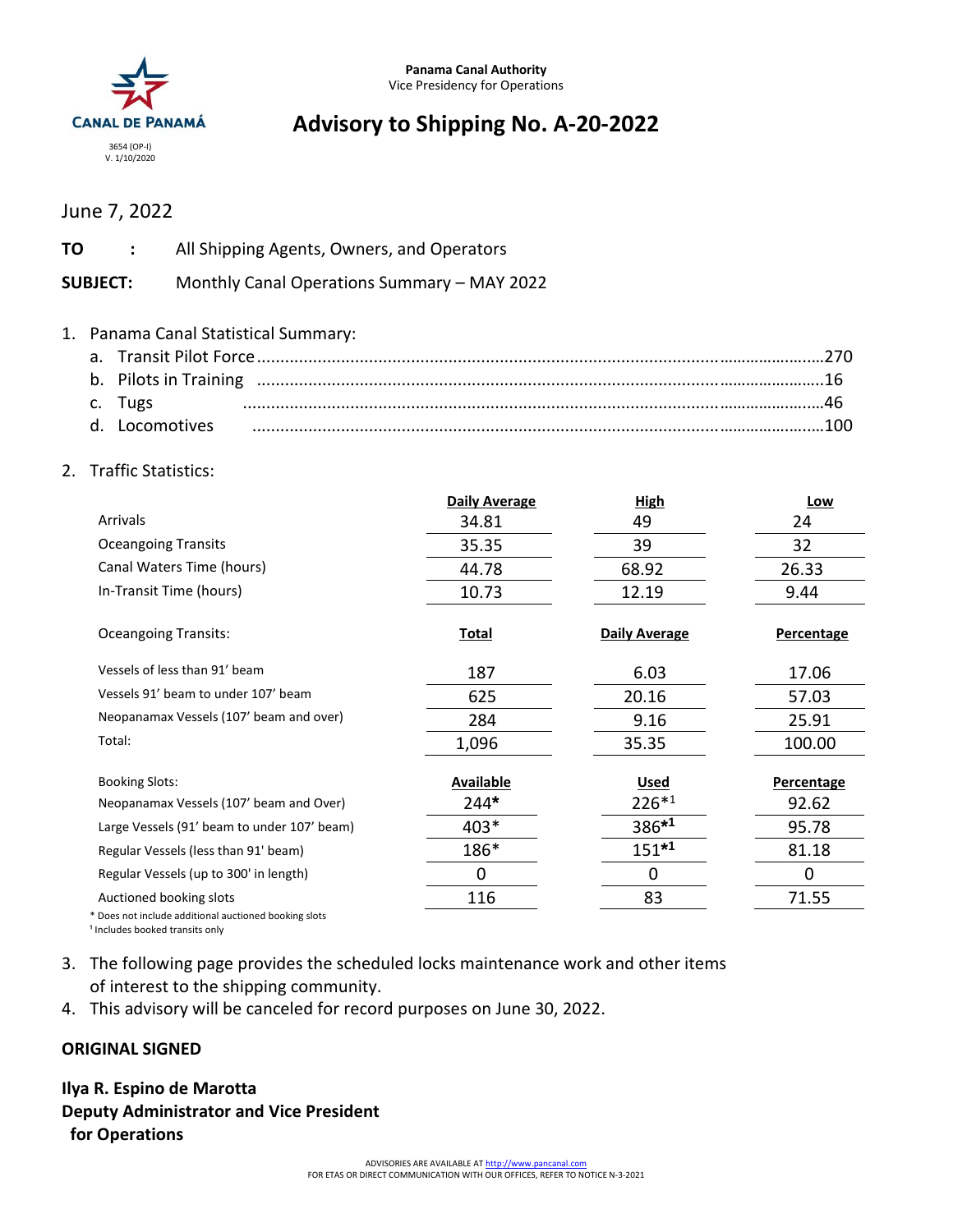Panama Canal Authority
Vice Presidency for Operations

CANAL DE PANAMÁ

3654 (OP-I)
V. 1/10/2020

# Advisory to Shipping No. A-20-2022

June 7, 2022

**TO :** All Shipping Agents, Owners, and Operators

**SUBJECT:** Monthly Canal Operations Summary – MAY 2022

1. Panama Canal Statistical Summary:
   a. Transit Pilot Force ........................................ 270
   b. Pilots in Training ........................................ 16
   c. Tugs ........................................ 46
   d. Locomotives ........................................ 100

2. Traffic Statistics:

| | Daily Average | High | Low |
|---|---|---|---|
| Arrivals | 34.81 | 49 | 24 |
| Oceangoing Transits | 35.35 | 39 | 32 |
| Canal Waters Time (hours) | 44.78 | 68.92 | 26.33 |
| In-Transit Time (hours) | 10.73 | 12.19 | 9.44 |

| Oceangoing Transits: | Total | Daily Average | Percentage |
|---|---|---|---|
| Vessels of less than 91' beam | 187 | 6.03 | 17.06 |
| Vessels 91' beam to under 107' beam | 625 | 20.16 | 57.03 |
| Neopanamax Vessels (107' beam and over) | 284 | 9.16 | 25.91 |
| Total: | 1,096 | 35.35 | 100.00 |

| Booking Slots: | Available | Used | Percentage |
|---|---|---|---|
| Neopanamax Vessels (107' beam and Over) | 244* | 226*[1] | 92.62 |
| Large Vessels (91' beam to under 107' beam) | 403* | 386*[1] | 95.78 |
| Regular Vessels (less than 91' beam) | 186* | 151*[1] | 81.18 |
| Regular Vessels (up to 300' in length) | 0 | 0 | 0 |
| Auctioned booking slots | 116 | 83 | 71.55 |

\* Does not include additional auctioned booking slots
[1] Includes booked transits only

3. The following page provides the scheduled locks maintenance work and other items of interest to the shipping community.
4. This advisory will be canceled for record purposes on June 30, 2022.

**ORIGINAL SIGNED**

**Ilya R. Espino de Marotta**
**Deputy Administrator and Vice President for Operations**

ADVISORIES ARE AVAILABLE AT http://www.pancanal.com
FOR ETAS OR DIRECT COMMUNICATION WITH OUR OFFICES, REFER TO NOTICE N-3-2021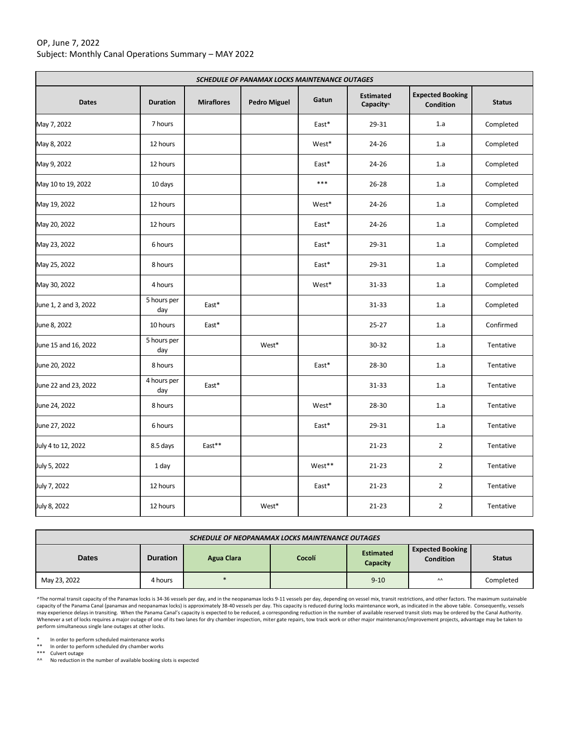OP, June 7, 2022
Subject: Monthly Canal Operations Summary – MAY 2022

| *SCHEDULE OF PANAMAX LOCKS MAINTENANCE OUTAGES* | | | | | | | |
|---|---|---|---|---|---|---|---|
| **Dates** | **Duration** | **Miraflores** | **Pedro Miguel** | **Gatun** | **Estimated Capacity^** | **Expected Booking Condition** | **Status** |
| May 7, 2022 | 7 hours | | | East* | 29-31 | 1.a | Completed |
| May 8, 2022 | 12 hours | | | West* | 24-26 | 1.a | Completed |
| May 9, 2022 | 12 hours | | | East* | 24-26 | 1.a | Completed |
| May 10 to 19, 2022 | 10 days | | | *** | 26-28 | 1.a | Completed |
| May 19, 2022 | 12 hours | | | West* | 24-26 | 1.a | Completed |
| May 20, 2022 | 12 hours | | | East* | 24-26 | 1.a | Completed |
| May 23, 2022 | 6 hours | | | East* | 29-31 | 1.a | Completed |
| May 25, 2022 | 8 hours | | | East* | 29-31 | 1.a | Completed |
| May 30, 2022 | 4 hours | | | West* | 31-33 | 1.a | Completed |
| June 1, 2 and 3, 2022 | 5 hours per day | East* | | | 31-33 | 1.a | Completed |
| June 8, 2022 | 10 hours | East* | | | 25-27 | 1.a | Confirmed |
| June 15 and 16, 2022 | 5 hours per day | | West* | | 30-32 | 1.a | Tentative |
| June 20, 2022 | 8 hours | | | East* | 28-30 | 1.a | Tentative |
| June 22 and 23, 2022 | 4 hours per day | East* | | | 31-33 | 1.a | Tentative |
| June 24, 2022 | 8 hours | | | West* | 28-30 | 1.a | Tentative |
| June 27, 2022 | 6 hours | | | East* | 29-31 | 1.a | Tentative |
| July 4 to 12, 2022 | 8.5 days | East** | | | 21-23 | 2 | Tentative |
| July 5, 2022 | 1 day | | | West** | 21-23 | 2 | Tentative |
| July 7, 2022 | 12 hours | | | East* | 21-23 | 2 | Tentative |
| July 8, 2022 | 12 hours | | West* | | 21-23 | 2 | Tentative |

| *SCHEDULE OF NEOPANAMAX LOCKS MAINTENANCE OUTAGES* | | | | | | |
|---|---|---|---|---|---|---|
| **Dates** | **Duration** | **Agua Clara** | **Cocolí** | **Estimated Capacity** | **Expected Booking Condition** | **Status** |
| May 23, 2022 | 4 hours | * | | 9-10 | ^^ | Completed |

^The normal transit capacity of the Panamax locks is 34-36 vessels per day, and in the neopanamax locks 9-11 vessels per day, depending on vessel mix, transit restrictions, and other factors. The maximum sustainable capacity of the Panama Canal (panamax and neopanamax locks) is approximately 38-40 vessels per day. This capacity is reduced during locks maintenance work, as indicated in the above table. Consequently, vessels may experience delays in transiting. When the Panama Canal's capacity is expected to be reduced, a corresponding reduction in the number of available reserved transit slots may be ordered by the Canal Authority. Whenever a set of locks requires a major outage of one of its two lanes for dry chamber inspection, miter gate repairs, tow track work or other major maintenance/improvement projects, advantage may be taken to perform simultaneous single lane outages at other locks.

\* In order to perform scheduled maintenance works
\*\* In order to perform scheduled dry chamber works
\*\*\* Culvert outage
^^ No reduction in the number of available booking slots is expected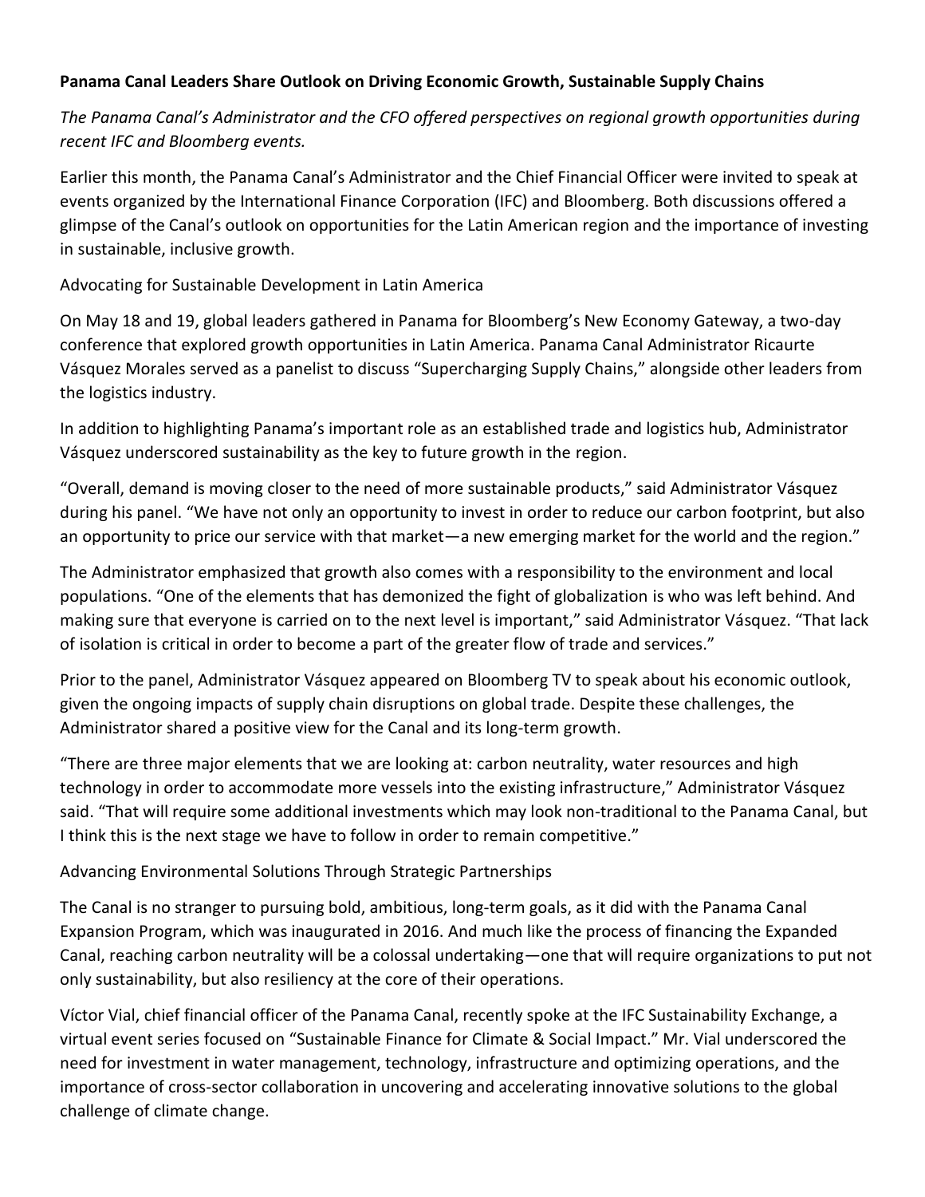**Panama Canal Leaders Share Outlook on Driving Economic Growth, Sustainable Supply Chains**

*The Panama Canal's Administrator and the CFO offered perspectives on regional growth opportunities during recent IFC and Bloomberg events.*

Earlier this month, the Panama Canal's Administrator and the Chief Financial Officer were invited to speak at events organized by the International Finance Corporation (IFC) and Bloomberg. Both discussions offered a glimpse of the Canal's outlook on opportunities for the Latin American region and the importance of investing in sustainable, inclusive growth.

## Advocating for Sustainable Development in Latin America

On May 18 and 19, global leaders gathered in Panama for Bloomberg's New Economy Gateway, a two-day conference that explored growth opportunities in Latin America. Panama Canal Administrator Ricaurte Vásquez Morales served as a panelist to discuss "Supercharging Supply Chains," alongside other leaders from the logistics industry.

In addition to highlighting Panama's important role as an established trade and logistics hub, Administrator Vásquez underscored sustainability as the key to future growth in the region.

"Overall, demand is moving closer to the need of more sustainable products," said Administrator Vásquez during his panel. "We have not only an opportunity to invest in order to reduce our carbon footprint, but also an opportunity to price our service with that market—a new emerging market for the world and the region."

The Administrator emphasized that growth also comes with a responsibility to the environment and local populations. "One of the elements that has demonized the fight of globalization is who was left behind. And making sure that everyone is carried on to the next level is important," said Administrator Vásquez. "That lack of isolation is critical in order to become a part of the greater flow of trade and services."

Prior to the panel, Administrator Vásquez appeared on Bloomberg TV to speak about his economic outlook, given the ongoing impacts of supply chain disruptions on global trade. Despite these challenges, the Administrator shared a positive view for the Canal and its long-term growth.

"There are three major elements that we are looking at: carbon neutrality, water resources and high technology in order to accommodate more vessels into the existing infrastructure," Administrator Vásquez said. "That will require some additional investments which may look non-traditional to the Panama Canal, but I think this is the next stage we have to follow in order to remain competitive."

## Advancing Environmental Solutions Through Strategic Partnerships

The Canal is no stranger to pursuing bold, ambitious, long-term goals, as it did with the Panama Canal Expansion Program, which was inaugurated in 2016. And much like the process of financing the Expanded Canal, reaching carbon neutrality will be a colossal undertaking—one that will require organizations to put not only sustainability, but also resiliency at the core of their operations.

Víctor Vial, chief financial officer of the Panama Canal, recently spoke at the IFC Sustainability Exchange, a virtual event series focused on "Sustainable Finance for Climate & Social Impact." Mr. Vial underscored the need for investment in water management, technology, infrastructure and optimizing operations, and the importance of cross-sector collaboration in uncovering and accelerating innovative solutions to the global challenge of climate change.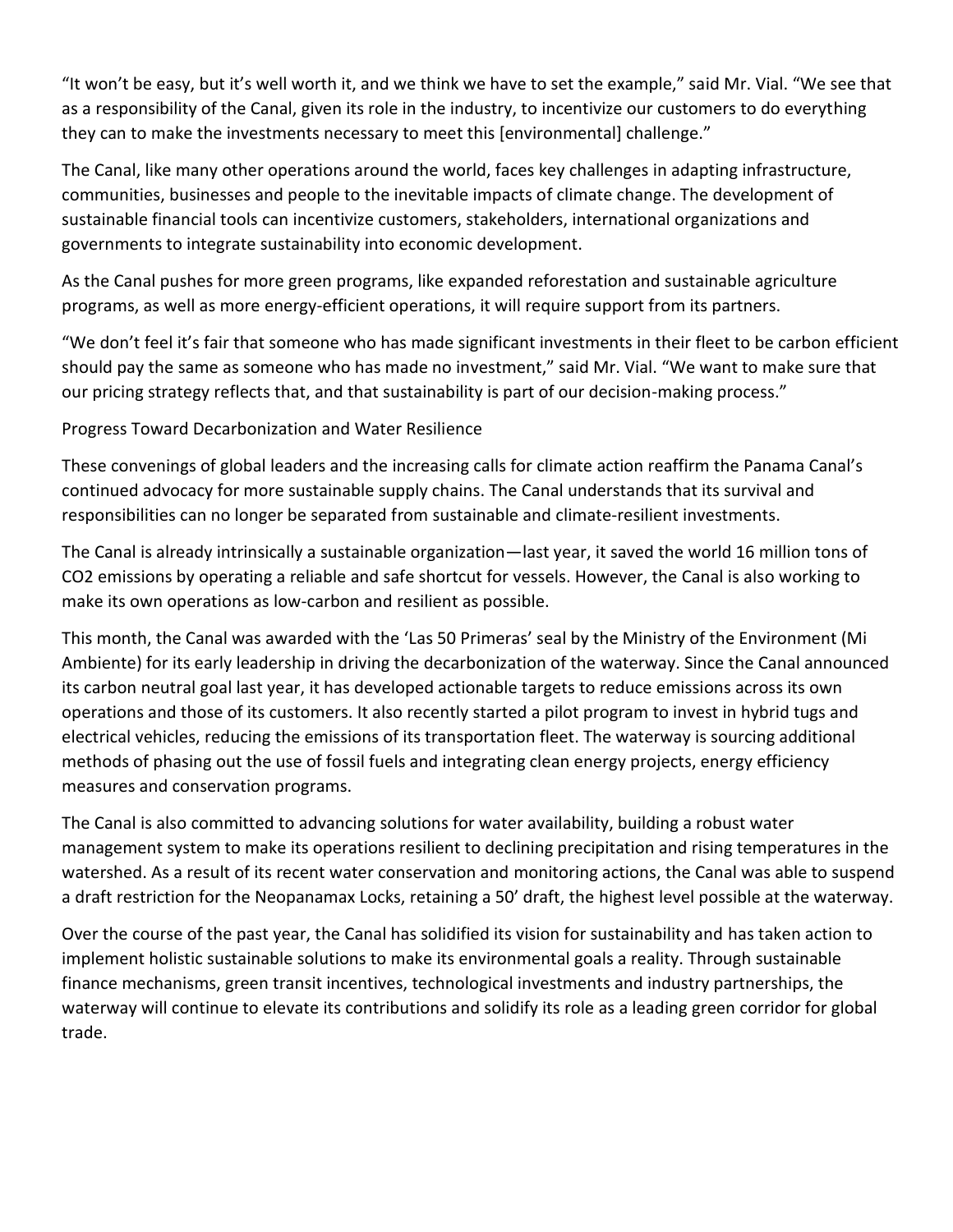"It won't be easy, but it's well worth it, and we think we have to set the example," said Mr. Vial. "We see that as a responsibility of the Canal, given its role in the industry, to incentivize our customers to do everything they can to make the investments necessary to meet this [environmental] challenge."

The Canal, like many other operations around the world, faces key challenges in adapting infrastructure, communities, businesses and people to the inevitable impacts of climate change. The development of sustainable financial tools can incentivize customers, stakeholders, international organizations and governments to integrate sustainability into economic development.

As the Canal pushes for more green programs, like expanded reforestation and sustainable agriculture programs, as well as more energy-efficient operations, it will require support from its partners.

"We don't feel it's fair that someone who has made significant investments in their fleet to be carbon efficient should pay the same as someone who has made no investment," said Mr. Vial. "We want to make sure that our pricing strategy reflects that, and that sustainability is part of our decision-making process."

## Progress Toward Decarbonization and Water Resilience

These convenings of global leaders and the increasing calls for climate action reaffirm the Panama Canal's continued advocacy for more sustainable supply chains. The Canal understands that its survival and responsibilities can no longer be separated from sustainable and climate-resilient investments.

The Canal is already intrinsically a sustainable organization—last year, it saved the world 16 million tons of $CO_2$ emissions by operating a reliable and safe shortcut for vessels. However, the Canal is also working to make its own operations as low-carbon and resilient as possible.

This month, the Canal was awarded with the 'Las 50 Primeras' seal by the Ministry of the Environment (Mi Ambiente) for its early leadership in driving the decarbonization of the waterway. Since the Canal announced its carbon neutral goal last year, it has developed actionable targets to reduce emissions across its own operations and those of its customers. It also recently started a pilot program to invest in hybrid tugs and electrical vehicles, reducing the emissions of its transportation fleet. The waterway is sourcing additional methods of phasing out the use of fossil fuels and integrating clean energy projects, energy efficiency measures and conservation programs.

The Canal is also committed to advancing solutions for water availability, building a robust water management system to make its operations resilient to declining precipitation and rising temperatures in the watershed. As a result of its recent water conservation and monitoring actions, the Canal was able to suspend a draft restriction for the Neopanamax Locks, retaining a 50' draft, the highest level possible at the waterway.

Over the course of the past year, the Canal has solidified its vision for sustainability and has taken action to implement holistic sustainable solutions to make its environmental goals a reality. Through sustainable finance mechanisms, green transit incentives, technological investments and industry partnerships, the waterway will continue to elevate its contributions and solidify its role as a leading green corridor for global trade.